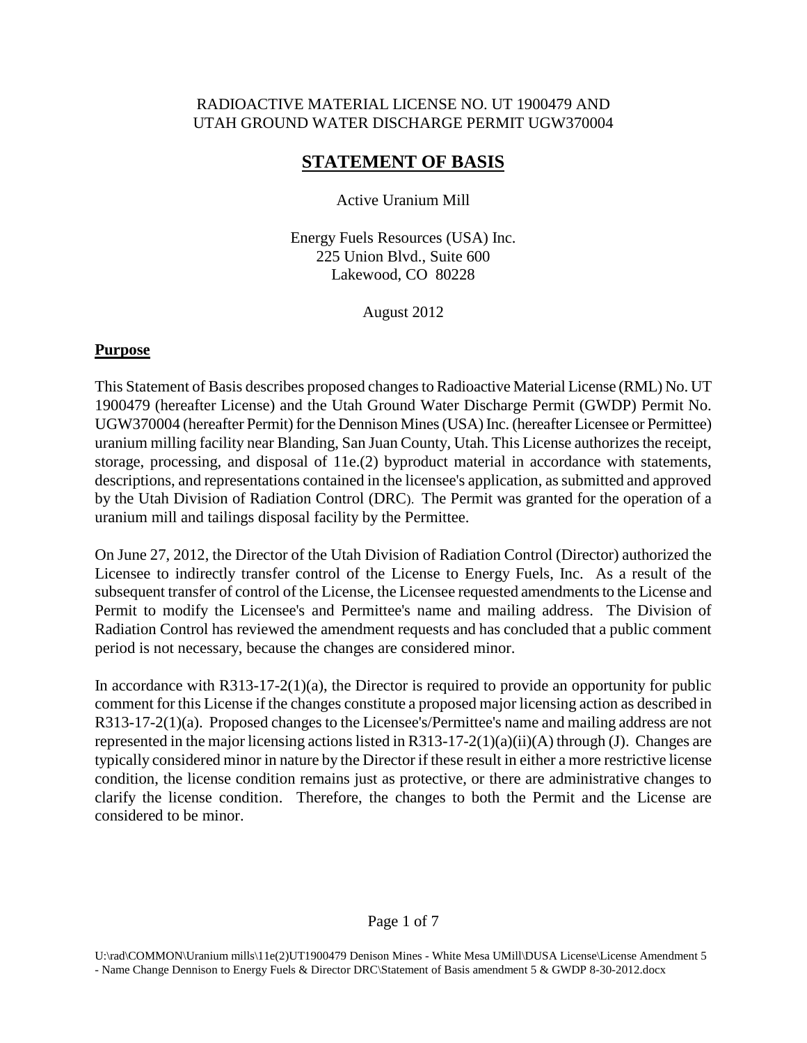RADIOACTIVE MATERIAL LICENSE NO. UT 1900479 AND
UTAH GROUND WATER DISCHARGE PERMIT UGW370004

# STATEMENT OF BASIS

Active Uranium Mill

Energy Fuels Resources (USA) Inc.
225 Union Blvd., Suite 600
Lakewood, CO 80228

August 2012

## Purpose

This Statement of Basis describes proposed changes to Radioactive Material License (RML) No. UT 1900479 (hereafter License) and the Utah Ground Water Discharge Permit (GWDP) Permit No. UGW370004 (hereafter Permit) for the Dennison Mines (USA) Inc. (hereafter Licensee or Permittee) uranium milling facility near Blanding, San Juan County, Utah. This License authorizes the receipt, storage, processing, and disposal of 11e.(2) byproduct material in accordance with statements, descriptions, and representations contained in the licensee's application, as submitted and approved by the Utah Division of Radiation Control (DRC). The Permit was granted for the operation of a uranium mill and tailings disposal facility by the Permittee.

On June 27, 2012, the Director of the Utah Division of Radiation Control (Director) authorized the Licensee to indirectly transfer control of the License to Energy Fuels, Inc. As a result of the subsequent transfer of control of the License, the Licensee requested amendments to the License and Permit to modify the Licensee's and Permittee's name and mailing address. The Division of Radiation Control has reviewed the amendment requests and has concluded that a public comment period is not necessary, because the changes are considered minor.

In accordance with R313-17-2(1)(a), the Director is required to provide an opportunity for public comment for this License if the changes constitute a proposed major licensing action as described in R313-17-2(1)(a). Proposed changes to the Licensee's/Permittee's name and mailing address are not represented in the major licensing actions listed in R313-17-2(1)(a)(ii)(A) through (J). Changes are typically considered minor in nature by the Director if these result in either a more restrictive license condition, the license condition remains just as protective, or there are administrative changes to clarify the license condition. Therefore, the changes to both the Permit and the License are considered to be minor.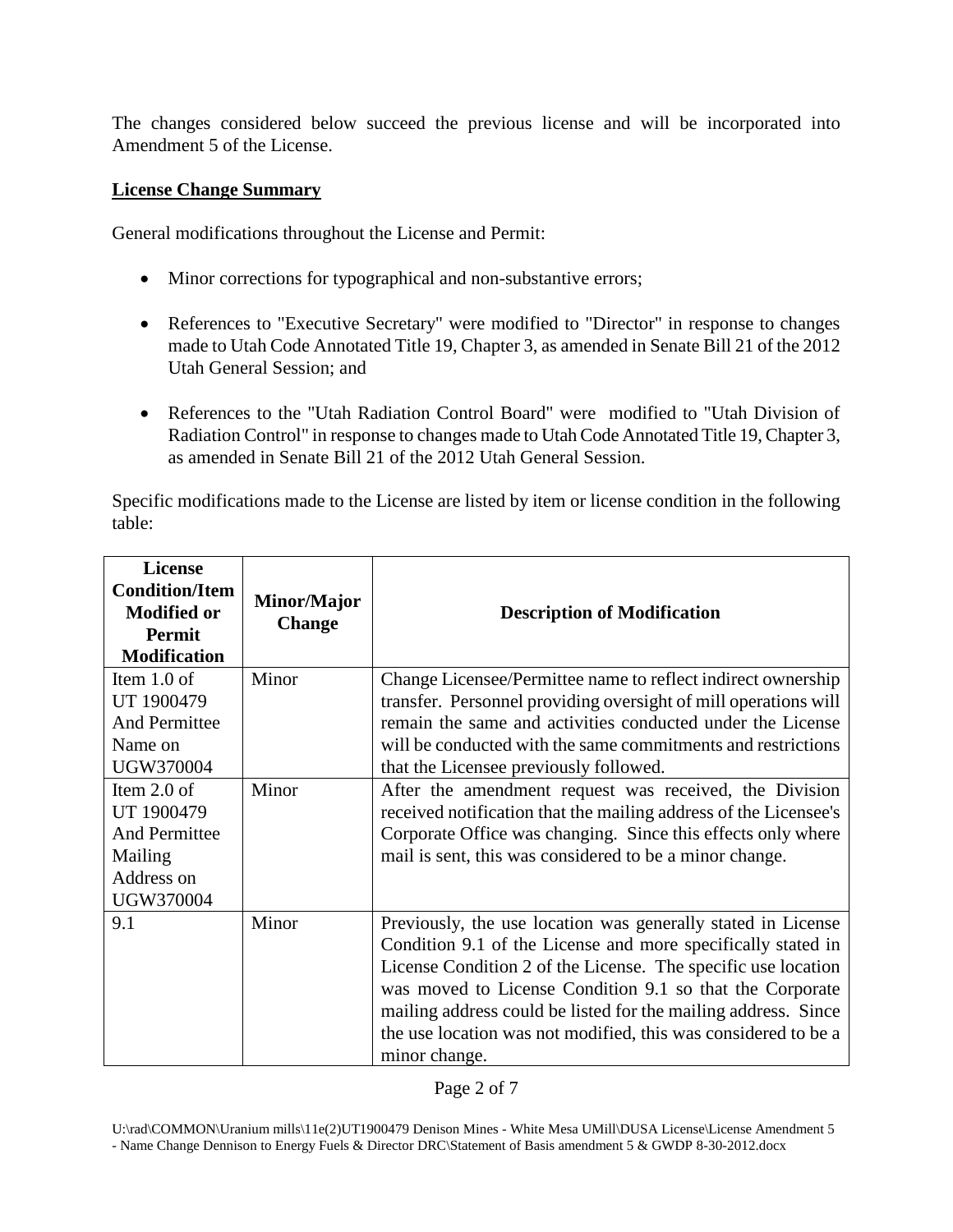The changes considered below succeed the previous license and will be incorporated into Amendment 5 of the License.

**License Change Summary**

General modifications throughout the License and Permit:

- Minor corrections for typographical and non-substantive errors;
- References to "Executive Secretary" were modified to "Director" in response to changes made to Utah Code Annotated Title 19, Chapter 3, as amended in Senate Bill 21 of the 2012 Utah General Session; and
- References to the "Utah Radiation Control Board" were modified to "Utah Division of Radiation Control" in response to changes made to Utah Code Annotated Title 19, Chapter 3, as amended in Senate Bill 21 of the 2012 Utah General Session.

Specific modifications made to the License are listed by item or license condition in the following table:

| License Condition/Item Modified or Permit Modification | Minor/Major Change | Description of Modification |
|---|---|---|
| Item 1.0 of UT 1900479 And Permittee Name on UGW370004 | Minor | Change Licensee/Permittee name to reflect indirect ownership transfer. Personnel providing oversight of mill operations will remain the same and activities conducted under the License will be conducted with the same commitments and restrictions that the Licensee previously followed. |
| Item 2.0 of UT 1900479 And Permittee Mailing Address on UGW370004 | Minor | After the amendment request was received, the Division received notification that the mailing address of the Licensee's Corporate Office was changing. Since this effects only where mail is sent, this was considered to be a minor change. |
| 9.1 | Minor | Previously, the use location was generally stated in License Condition 9.1 of the License and more specifically stated in License Condition 2 of the License. The specific use location was moved to License Condition 9.1 so that the Corporate mailing address could be listed for the mailing address. Since the use location was not modified, this was considered to be a minor change. |

U:\rad\COMMON\Uranium mills\11e(2)UT1900479 Denison Mines - White Mesa UMill\DUSA License\License Amendment 5 - Name Change Dennison to Energy Fuels & Director DRC\Statement of Basis amendment 5 & GWDP 8-30-2012.docx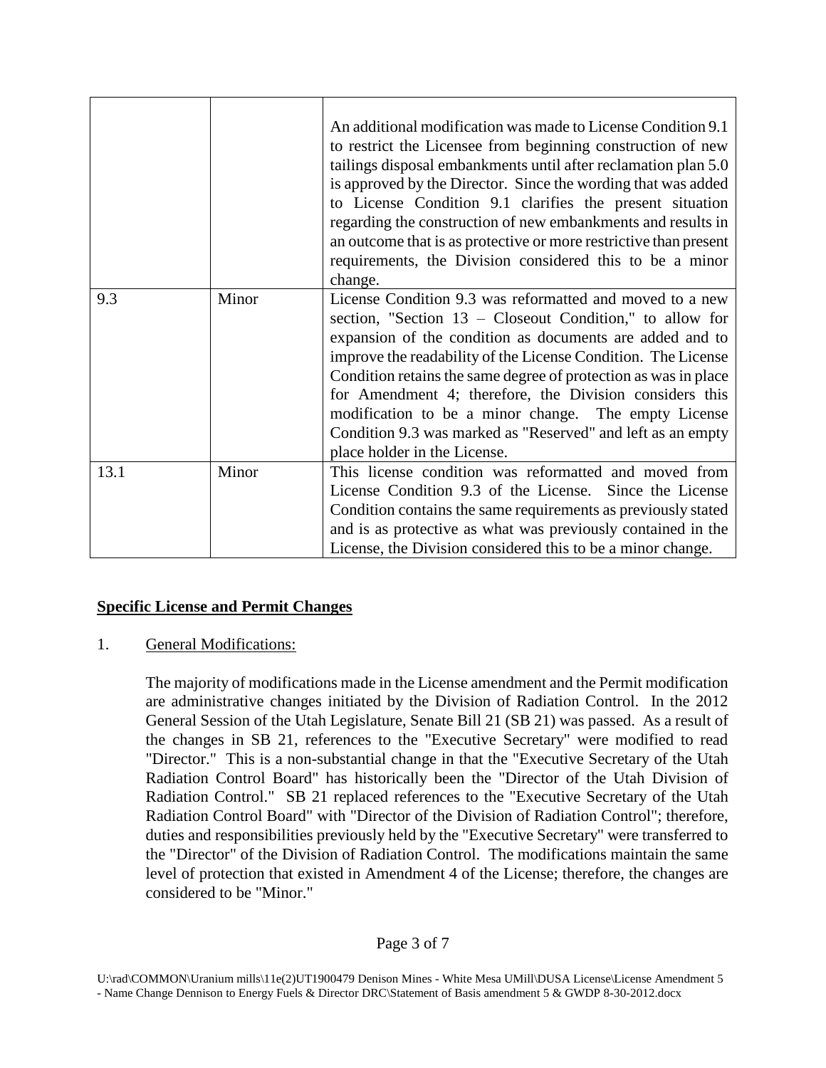| | | |
|---|---|---|
| | | An additional modification was made to License Condition 9.1 to restrict the Licensee from beginning construction of new tailings disposal embankments until after reclamation plan 5.0 is approved by the Director. Since the wording that was added to License Condition 9.1 clarifies the present situation regarding the construction of new embankments and results in an outcome that is as protective or more restrictive than present requirements, the Division considered this to be a minor change. |
| 9.3 | Minor | License Condition 9.3 was reformatted and moved to a new section, "Section 13 – Closeout Condition," to allow for expansion of the condition as documents are added and to improve the readability of the License Condition. The License Condition retains the same degree of protection as was in place for Amendment 4; therefore, the Division considers this modification to be a minor change. The empty License Condition 9.3 was marked as "Reserved" and left as an empty place holder in the License. |
| 13.1 | Minor | This license condition was reformatted and moved from License Condition 9.3 of the License. Since the License Condition contains the same requirements as previously stated and is as protective as what was previously contained in the License, the Division considered this to be a minor change. |

**Specific License and Permit Changes**

1. General Modifications:

   The majority of modifications made in the License amendment and the Permit modification are administrative changes initiated by the Division of Radiation Control. In the 2012 General Session of the Utah Legislature, Senate Bill 21 (SB 21) was passed. As a result of the changes in SB 21, references to the "Executive Secretary" were modified to read "Director." This is a non-substantial change in that the "Executive Secretary of the Utah Radiation Control Board" has historically been the "Director of the Utah Division of Radiation Control." SB 21 replaced references to the "Executive Secretary of the Utah Radiation Control Board" with "Director of the Division of Radiation Control"; therefore, duties and responsibilities previously held by the "Executive Secretary" were transferred to the "Director" of the Division of Radiation Control. The modifications maintain the same level of protection that existed in Amendment 4 of the License; therefore, the changes are considered to be "Minor."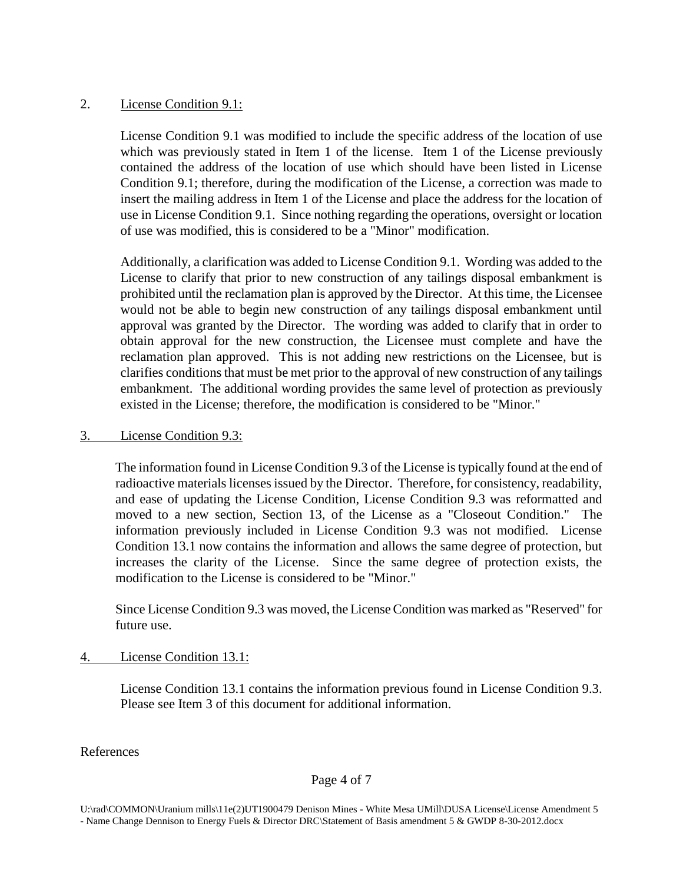2. <u>License Condition 9.1:</u>

License Condition 9.1 was modified to include the specific address of the location of use which was previously stated in Item 1 of the license. Item 1 of the License previously contained the address of the location of use which should have been listed in License Condition 9.1; therefore, during the modification of the License, a correction was made to insert the mailing address in Item 1 of the License and place the address for the location of use in License Condition 9.1. Since nothing regarding the operations, oversight or location of use was modified, this is considered to be a "Minor" modification.

Additionally, a clarification was added to License Condition 9.1. Wording was added to the License to clarify that prior to new construction of any tailings disposal embankment is prohibited until the reclamation plan is approved by the Director. At this time, the Licensee would not be able to begin new construction of any tailings disposal embankment until approval was granted by the Director. The wording was added to clarify that in order to obtain approval for the new construction, the Licensee must complete and have the reclamation plan approved. This is not adding new restrictions on the Licensee, but is clarifies conditions that must be met prior to the approval of new construction of any tailings embankment. The additional wording provides the same level of protection as previously existed in the License; therefore, the modification is considered to be "Minor."

3. <u>License Condition 9.3:</u>

The information found in License Condition 9.3 of the License is typically found at the end of radioactive materials licenses issued by the Director. Therefore, for consistency, readability, and ease of updating the License Condition, License Condition 9.3 was reformatted and moved to a new section, Section 13, of the License as a "Closeout Condition." The information previously included in License Condition 9.3 was not modified. License Condition 13.1 now contains the information and allows the same degree of protection, but increases the clarity of the License. Since the same degree of protection exists, the modification to the License is considered to be "Minor."

Since License Condition 9.3 was moved, the License Condition was marked as "Reserved" for future use.

4. <u>License Condition 13.1:</u>

License Condition 13.1 contains the information previous found in License Condition 9.3. Please see Item 3 of this document for additional information.

References

U:\rad\COMMON\Uranium mills\11e(2)UT1900479 Denison Mines - White Mesa UMill\DUSA License\License Amendment 5 - Name Change Dennison to Energy Fuels & Director DRC\Statement of Basis amendment 5 & GWDP 8-30-2012.docx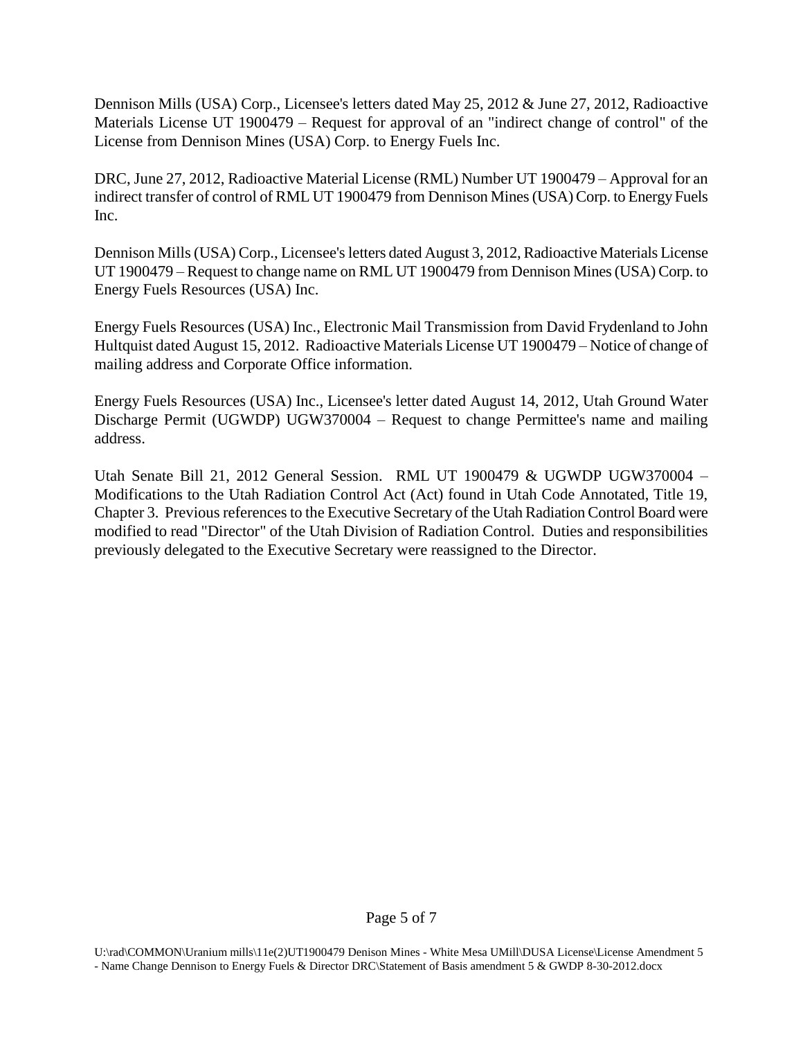Dennison Mills (USA) Corp., Licensee's letters dated May 25, 2012 & June 27, 2012, Radioactive Materials License UT 1900479 – Request for approval of an "indirect change of control" of the License from Dennison Mines (USA) Corp. to Energy Fuels Inc.

DRC, June 27, 2012, Radioactive Material License (RML) Number UT 1900479 – Approval for an indirect transfer of control of RML UT 1900479 from Dennison Mines (USA) Corp. to Energy Fuels Inc.

Dennison Mills (USA) Corp., Licensee's letters dated August 3, 2012, Radioactive Materials License UT 1900479 – Request to change name on RML UT 1900479 from Dennison Mines (USA) Corp. to Energy Fuels Resources (USA) Inc.

Energy Fuels Resources (USA) Inc., Electronic Mail Transmission from David Frydenland to John Hultquist dated August 15, 2012. Radioactive Materials License UT 1900479 – Notice of change of mailing address and Corporate Office information.

Energy Fuels Resources (USA) Inc., Licensee's letter dated August 14, 2012, Utah Ground Water Discharge Permit (UGWDP) UGW370004 – Request to change Permittee's name and mailing address.

Utah Senate Bill 21, 2012 General Session. RML UT 1900479 & UGWDP UGW370004 – Modifications to the Utah Radiation Control Act (Act) found in Utah Code Annotated, Title 19, Chapter 3. Previous references to the Executive Secretary of the Utah Radiation Control Board were modified to read "Director" of the Utah Division of Radiation Control. Duties and responsibilities previously delegated to the Executive Secretary were reassigned to the Director.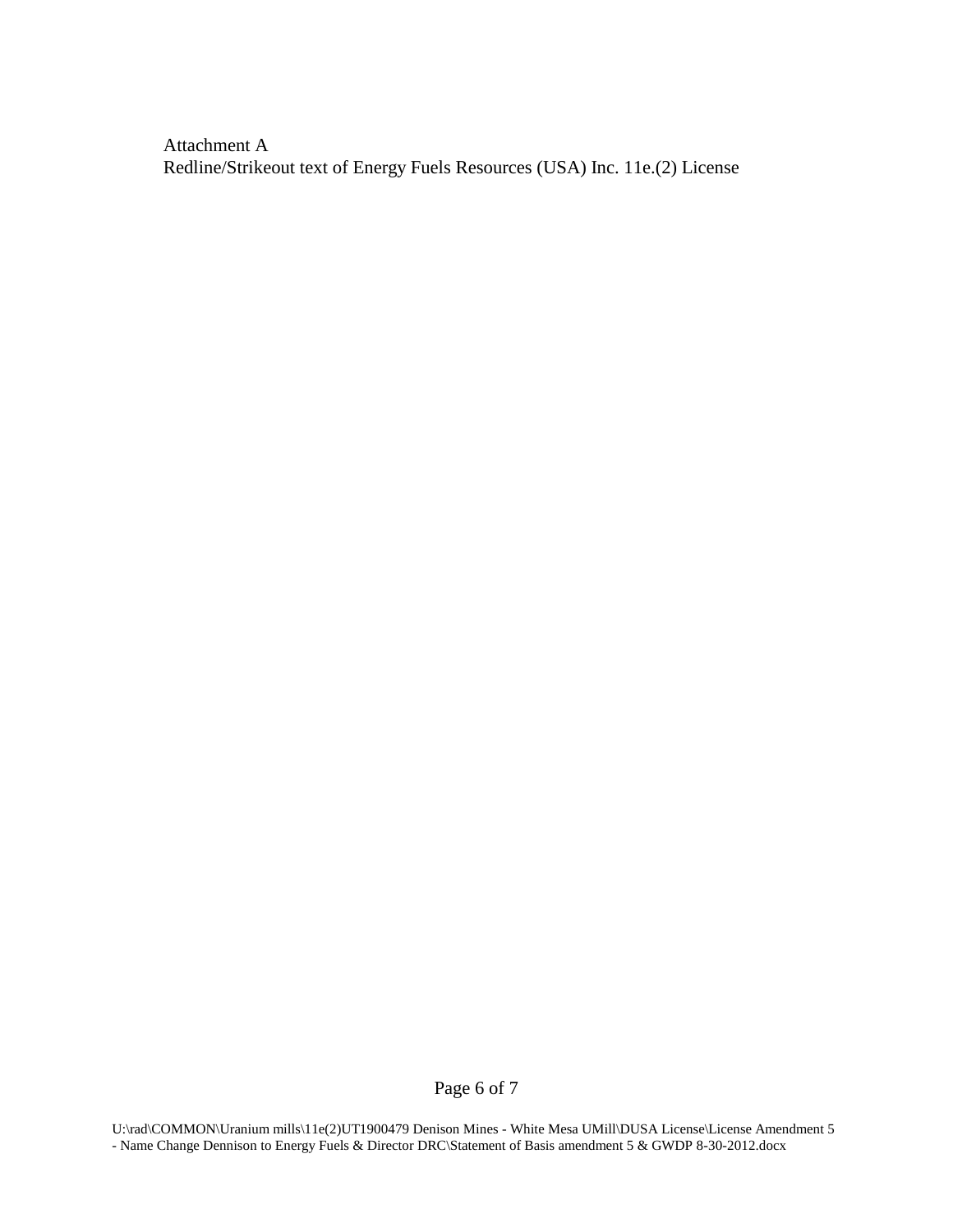Attachment A
Redline/Strikeout text of Energy Fuels Resources (USA) Inc. 11e.(2) License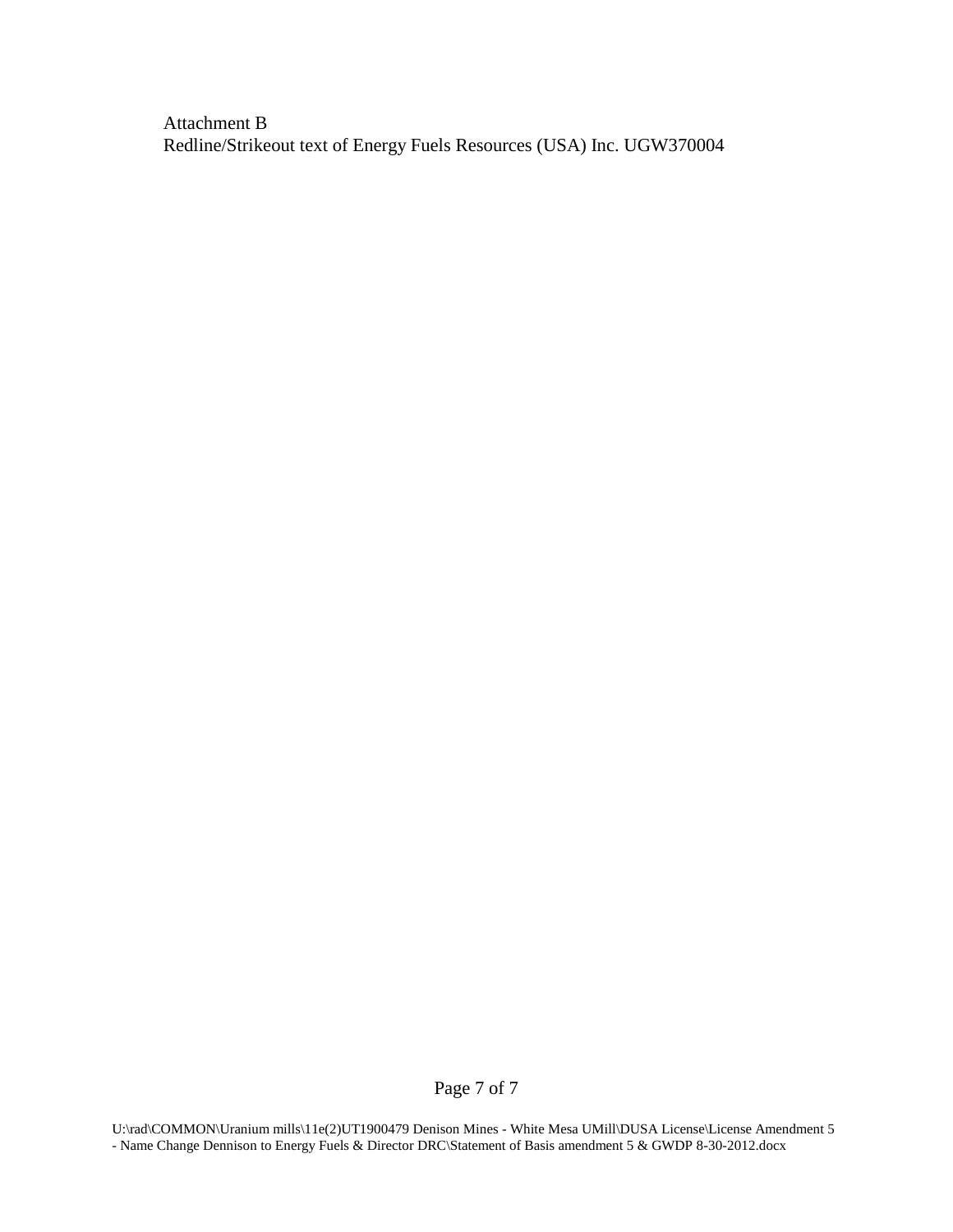Attachment B
Redline/Strikeout text of Energy Fuels Resources (USA) Inc. UGW370004